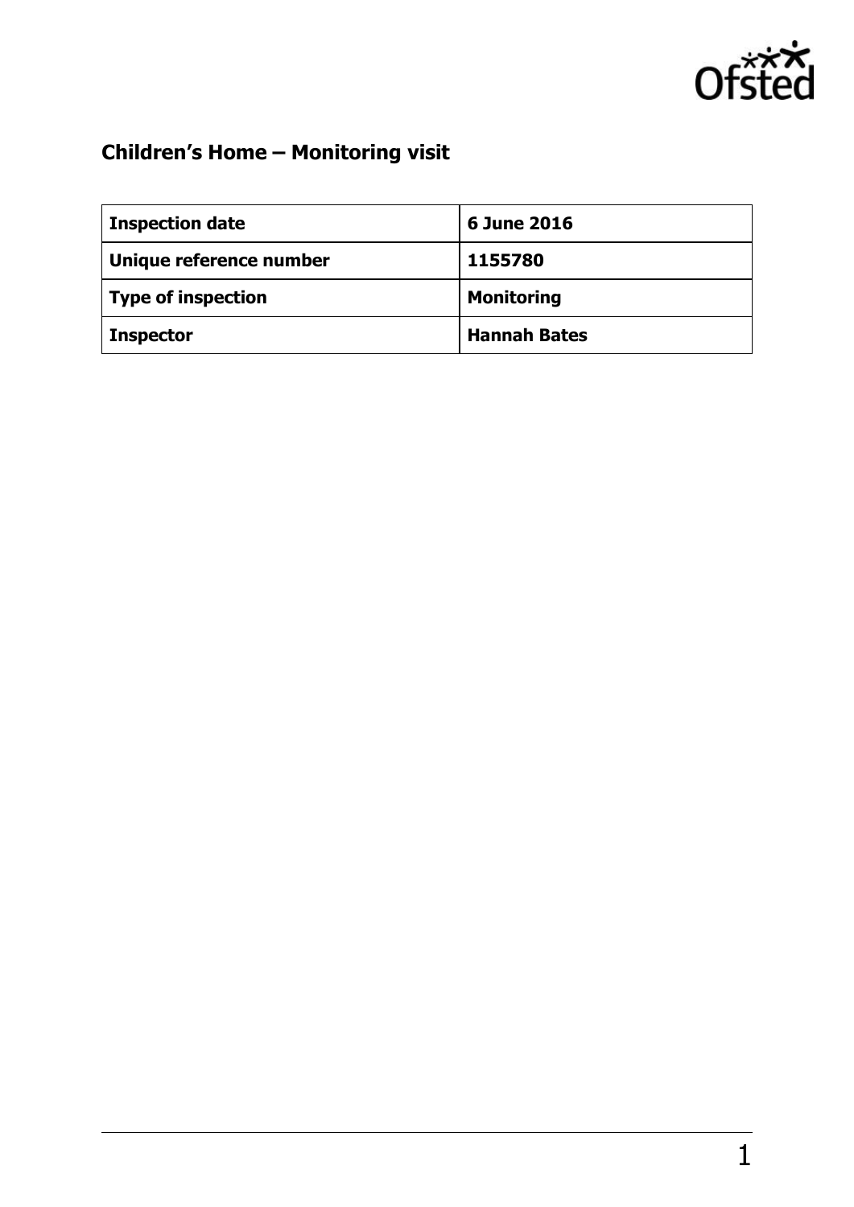## Children's Home – Monitoring visit

| Inspection date | 6 June 2016 |
| --- | --- |
| Unique reference number | 1155780 |
| Type of inspection | Monitoring |
| Inspector | Hannah Bates |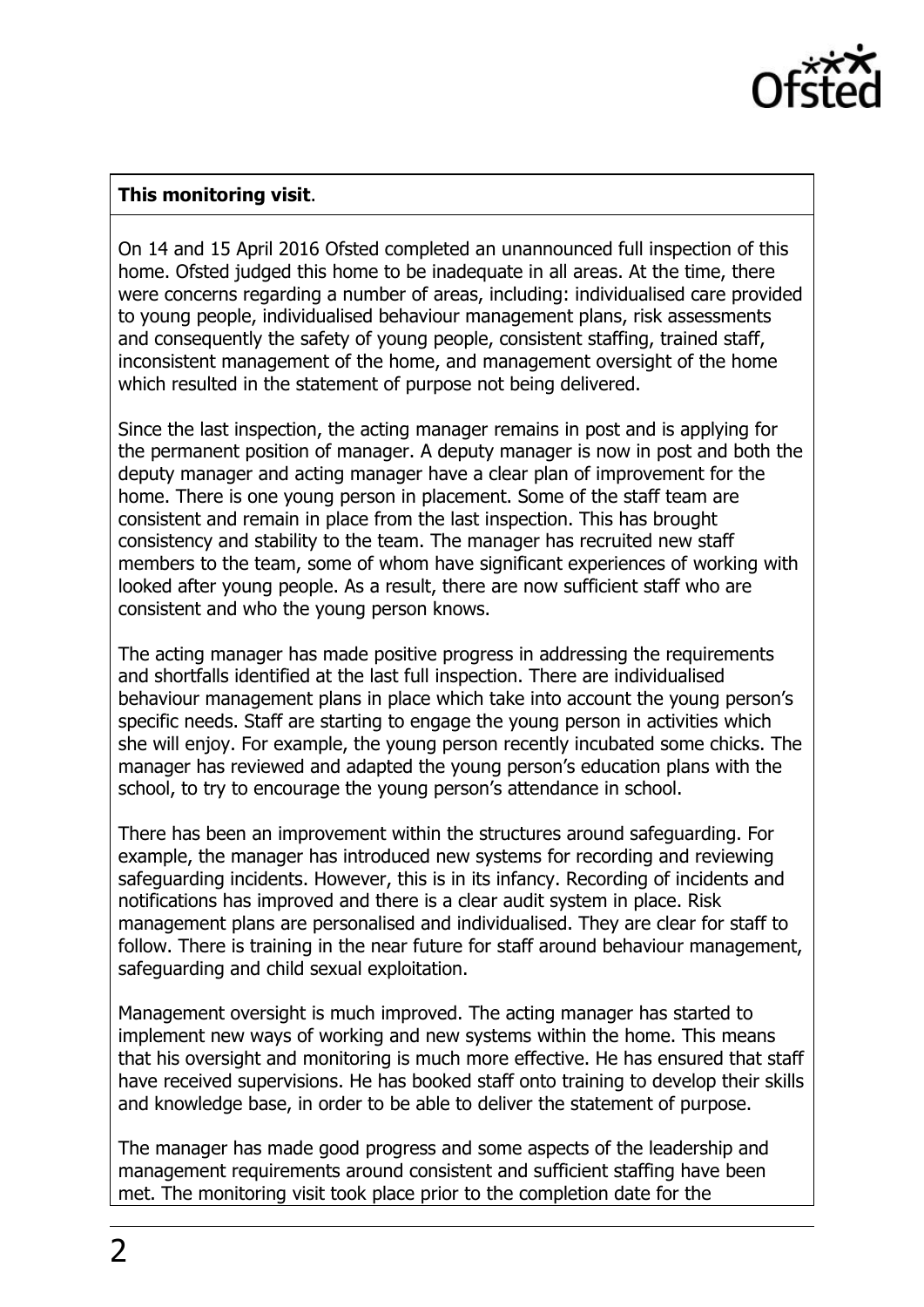**This monitoring visit**.

On 14 and 15 April 2016 Ofsted completed an unannounced full inspection of this home. Ofsted judged this home to be inadequate in all areas. At the time, there were concerns regarding a number of areas, including: individualised care provided to young people, individualised behaviour management plans, risk assessments and consequently the safety of young people, consistent staffing, trained staff, inconsistent management of the home, and management oversight of the home which resulted in the statement of purpose not being delivered.

Since the last inspection, the acting manager remains in post and is applying for the permanent position of manager. A deputy manager is now in post and both the deputy manager and acting manager have a clear plan of improvement for the home. There is one young person in placement. Some of the staff team are consistent and remain in place from the last inspection. This has brought consistency and stability to the team. The manager has recruited new staff members to the team, some of whom have significant experiences of working with looked after young people. As a result, there are now sufficient staff who are consistent and who the young person knows.

The acting manager has made positive progress in addressing the requirements and shortfalls identified at the last full inspection. There are individualised behaviour management plans in place which take into account the young person's specific needs. Staff are starting to engage the young person in activities which she will enjoy. For example, the young person recently incubated some chicks. The manager has reviewed and adapted the young person's education plans with the school, to try to encourage the young person's attendance in school.

There has been an improvement within the structures around safeguarding. For example, the manager has introduced new systems for recording and reviewing safeguarding incidents. However, this is in its infancy. Recording of incidents and notifications has improved and there is a clear audit system in place. Risk management plans are personalised and individualised. They are clear for staff to follow. There is training in the near future for staff around behaviour management, safeguarding and child sexual exploitation.

Management oversight is much improved. The acting manager has started to implement new ways of working and new systems within the home. This means that his oversight and monitoring is much more effective. He has ensured that staff have received supervisions. He has booked staff onto training to develop their skills and knowledge base, in order to be able to deliver the statement of purpose.

The manager has made good progress and some aspects of the leadership and management requirements around consistent and sufficient staffing have been met. The monitoring visit took place prior to the completion date for the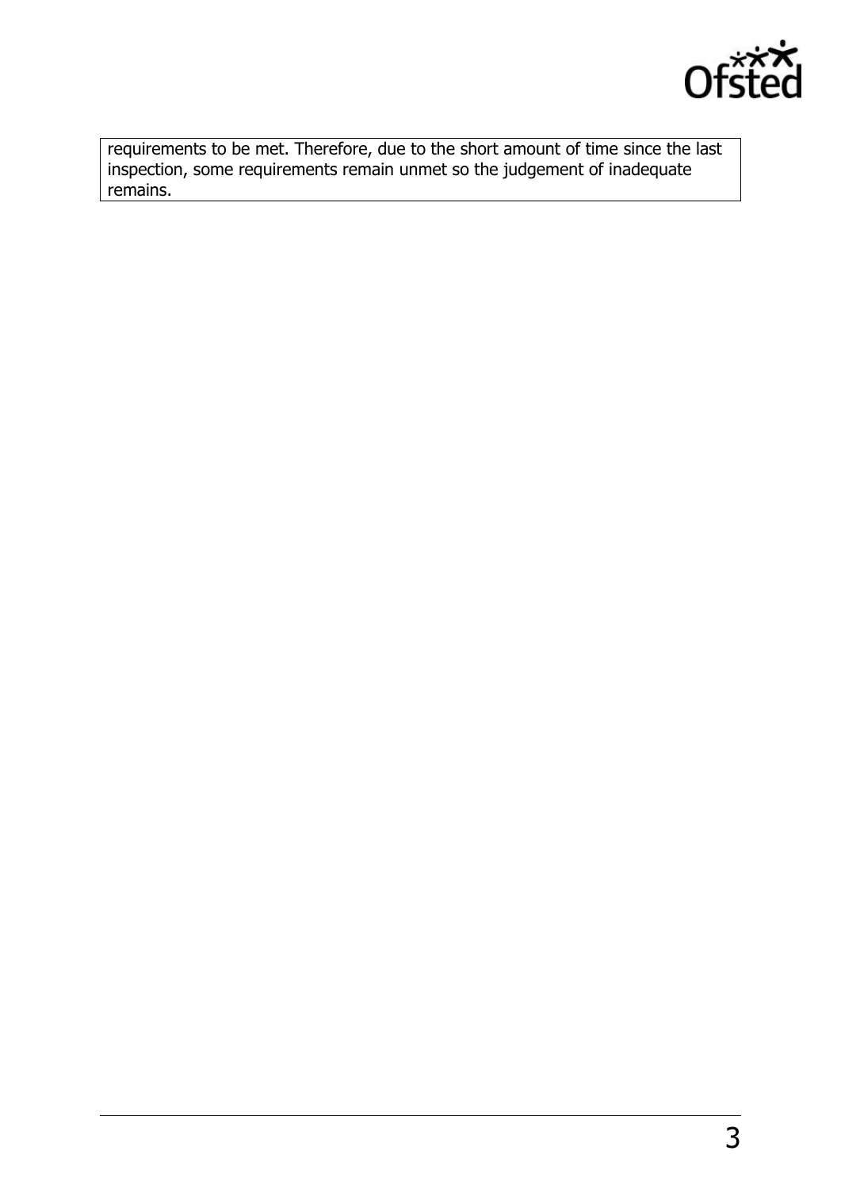requirements to be met. Therefore, due to the short amount of time since the last inspection, some requirements remain unmet so the judgement of inadequate remains.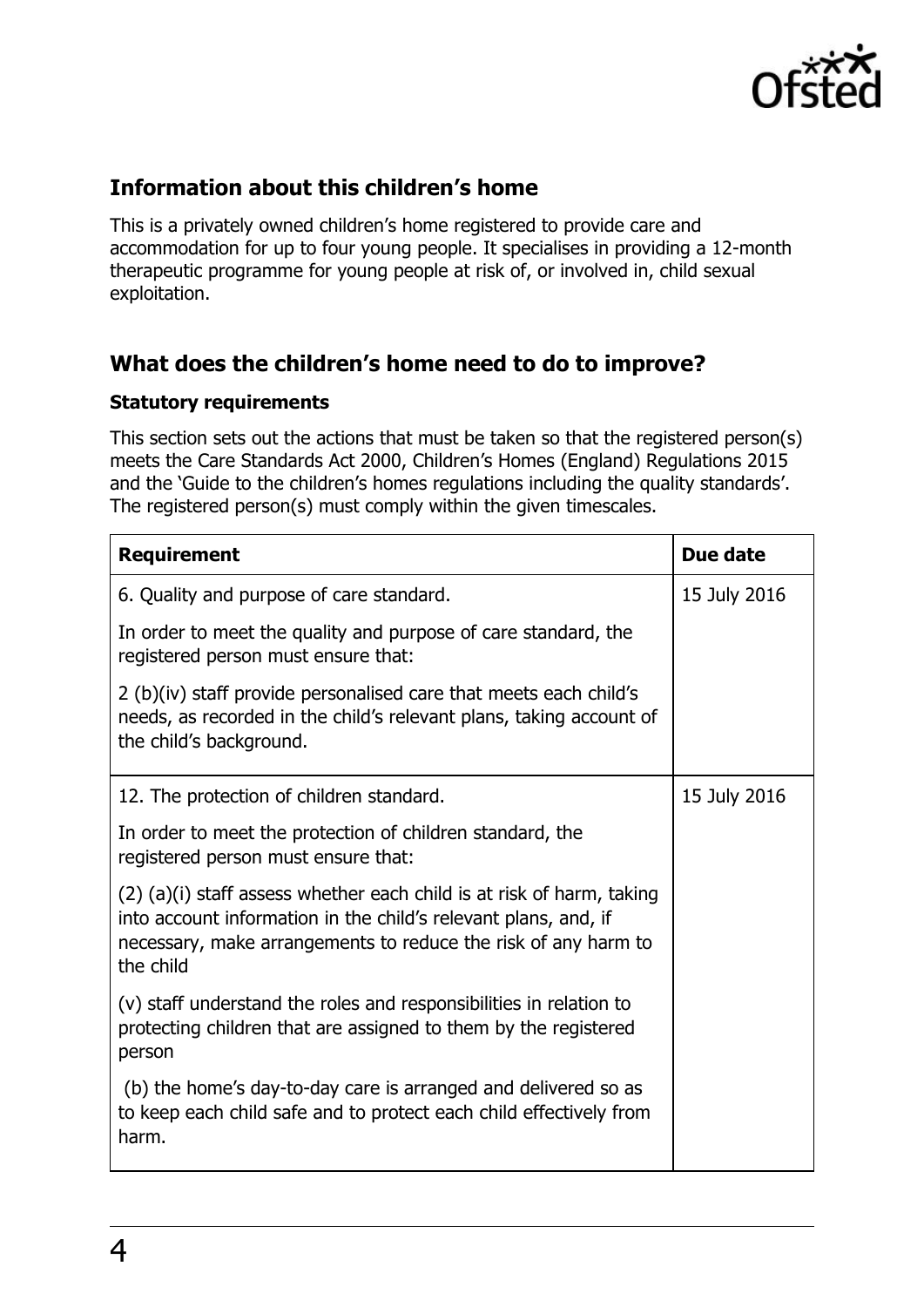## Information about this children's home

This is a privately owned children's home registered to provide care and accommodation for up to four young people. It specialises in providing a 12-month therapeutic programme for young people at risk of, or involved in, child sexual exploitation.

## What does the children's home need to do to improve?

### Statutory requirements

This section sets out the actions that must be taken so that the registered person(s) meets the Care Standards Act 2000, Children's Homes (England) Regulations 2015 and the 'Guide to the children's homes regulations including the quality standards'. The registered person(s) must comply within the given timescales.

| Requirement | Due date |
| --- | --- |
| 6. Quality and purpose of care standard.<br><br>In order to meet the quality and purpose of care standard, the registered person must ensure that:<br><br>2 (b)(iv) staff provide personalised care that meets each child's needs, as recorded in the child's relevant plans, taking account of the child's background. | 15 July 2016 |
| 12. The protection of children standard.<br><br>In order to meet the protection of children standard, the registered person must ensure that:<br><br>(2) (a)(i) staff assess whether each child is at risk of harm, taking into account information in the child's relevant plans, and, if necessary, make arrangements to reduce the risk of any harm to the child<br><br>(v) staff understand the roles and responsibilities in relation to protecting children that are assigned to them by the registered person<br><br>(b) the home's day-to-day care is arranged and delivered so as to keep each child safe and to protect each child effectively from harm. | 15 July 2016 |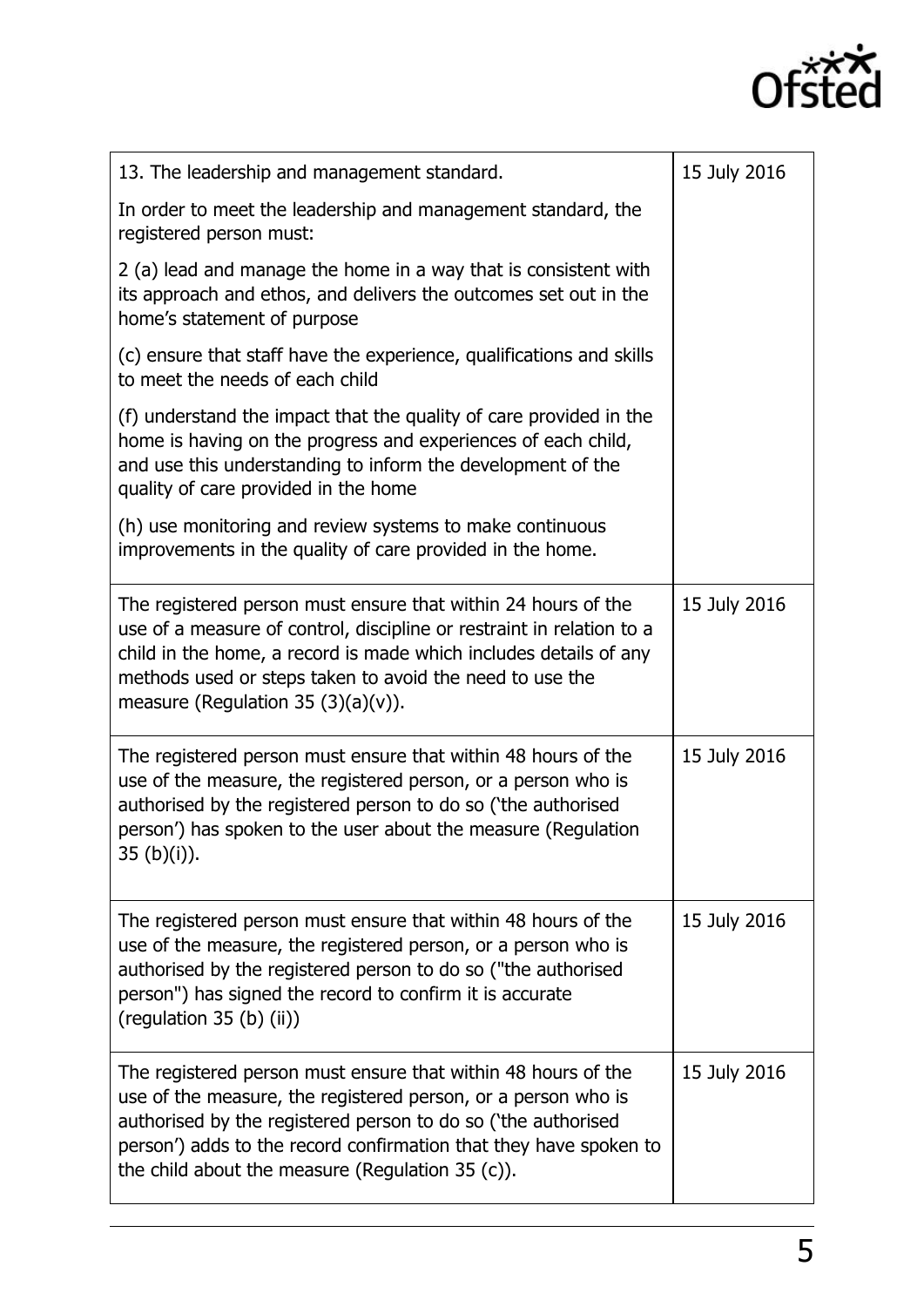| | |
|---|---|
| 13. The leadership and management standard.<br><br>In order to meet the leadership and management standard, the registered person must:<br><br>2 (a) lead and manage the home in a way that is consistent with its approach and ethos, and delivers the outcomes set out in the home's statement of purpose<br><br>(c) ensure that staff have the experience, qualifications and skills to meet the needs of each child<br><br>(f) understand the impact that the quality of care provided in the home is having on the progress and experiences of each child, and use this understanding to inform the development of the quality of care provided in the home<br><br>(h) use monitoring and review systems to make continuous improvements in the quality of care provided in the home. | 15 July 2016 |
| The registered person must ensure that within 24 hours of the use of a measure of control, discipline or restraint in relation to a child in the home, a record is made which includes details of any methods used or steps taken to avoid the need to use the measure (Regulation 35 (3)(a)(v)). | 15 July 2016 |
| The registered person must ensure that within 48 hours of the use of the measure, the registered person, or a person who is authorised by the registered person to do so ('the authorised person') has spoken to the user about the measure (Regulation 35 (b)(i)). | 15 July 2016 |
| The registered person must ensure that within 48 hours of the use of the measure, the registered person, or a person who is authorised by the registered person to do so ("the authorised person") has signed the record to confirm it is accurate (regulation 35 (b) (ii)) | 15 July 2016 |
| The registered person must ensure that within 48 hours of the use of the measure, the registered person, or a person who is authorised by the registered person to do so ('the authorised person') adds to the record confirmation that they have spoken to the child about the measure (Regulation 35 (c)). | 15 July 2016 |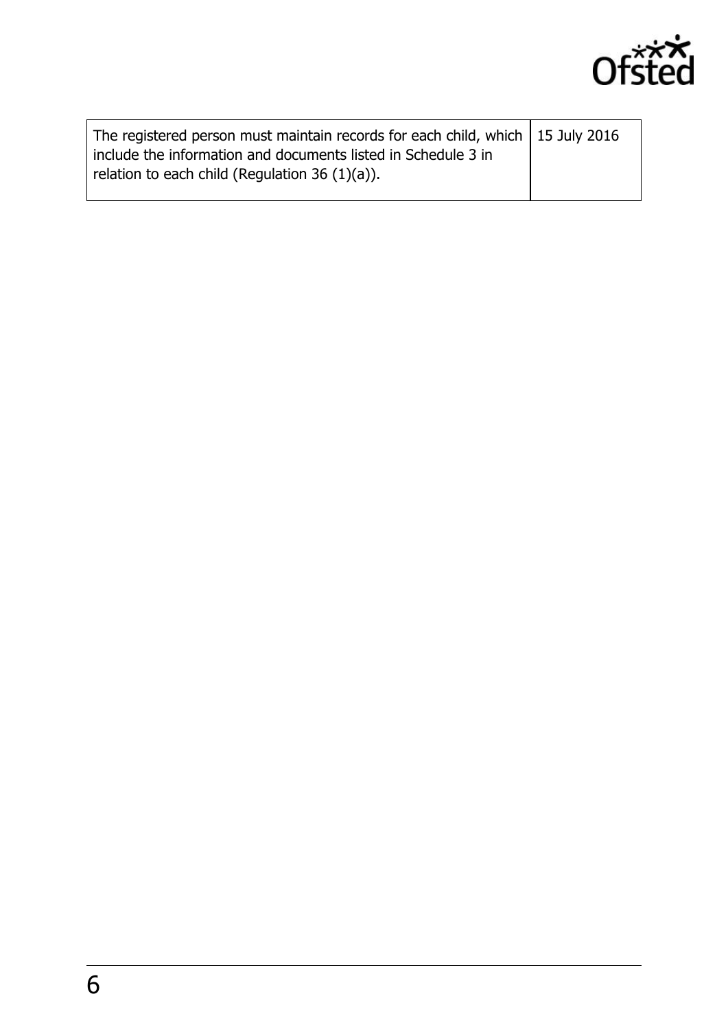| | |
|---|---|
| The registered person must maintain records for each child, which include the information and documents listed in Schedule 3 in relation to each child (Regulation 36 (1)(a)). | 15 July 2016 |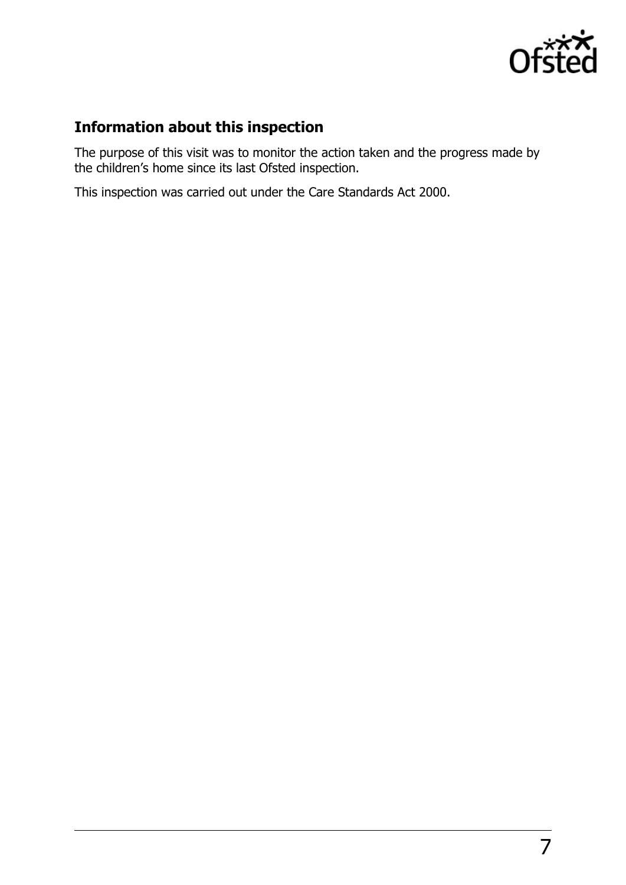## Information about this inspection

The purpose of this visit was to monitor the action taken and the progress made by the children's home since its last Ofsted inspection.

This inspection was carried out under the Care Standards Act 2000.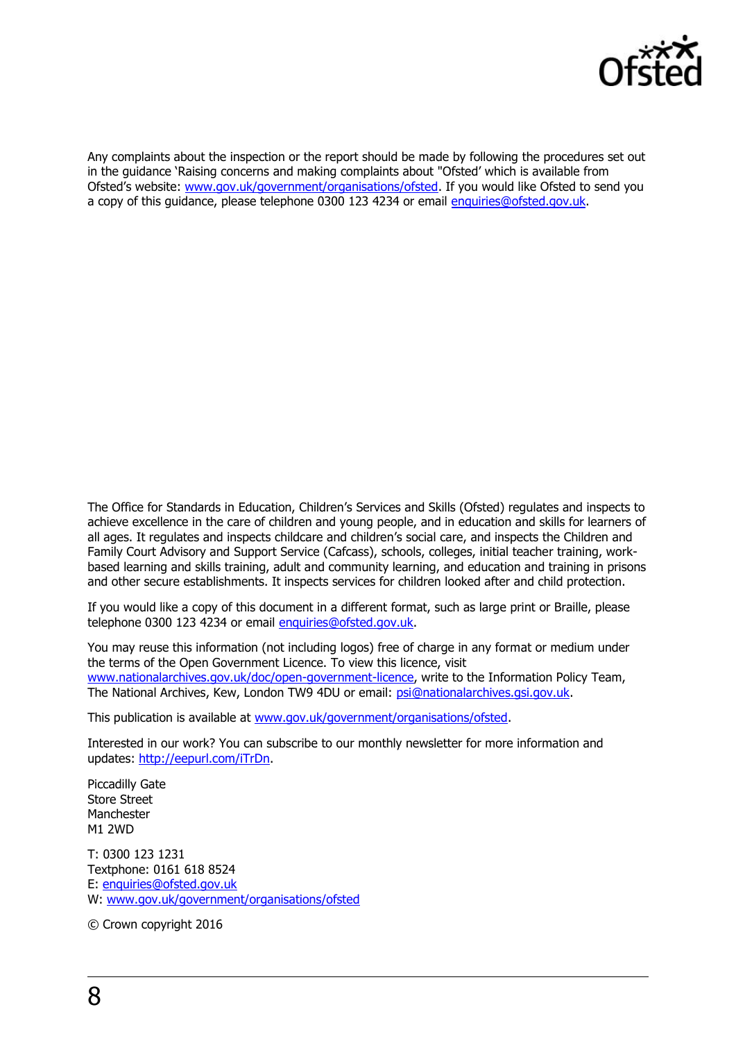Any complaints about the inspection or the report should be made by following the procedures set out in the guidance 'Raising concerns and making complaints about "Ofsted' which is available from Ofsted's website: www.gov.uk/government/organisations/ofsted. If you would like Ofsted to send you a copy of this guidance, please telephone 0300 123 4234 or email enquiries@ofsted.gov.uk.

The Office for Standards in Education, Children's Services and Skills (Ofsted) regulates and inspects to achieve excellence in the care of children and young people, and in education and skills for learners of all ages. It regulates and inspects childcare and children's social care, and inspects the Children and Family Court Advisory and Support Service (Cafcass), schools, colleges, initial teacher training, work-based learning and skills training, adult and community learning, and education and training in prisons and other secure establishments. It inspects services for children looked after and child protection.

If you would like a copy of this document in a different format, such as large print or Braille, please telephone 0300 123 4234 or email enquiries@ofsted.gov.uk.

You may reuse this information (not including logos) free of charge in any format or medium under the terms of the Open Government Licence. To view this licence, visit www.nationalarchives.gov.uk/doc/open-government-licence, write to the Information Policy Team, The National Archives, Kew, London TW9 4DU or email: psi@nationalarchives.gsi.gov.uk.

This publication is available at www.gov.uk/government/organisations/ofsted.

Interested in our work? You can subscribe to our monthly newsletter for more information and updates: http://eepurl.com/iTrDn.

Piccadilly Gate
Store Street
Manchester
M1 2WD

T: 0300 123 1231
Textphone: 0161 618 8524
E: enquiries@ofsted.gov.uk
W: www.gov.uk/government/organisations/ofsted

© Crown copyright 2016